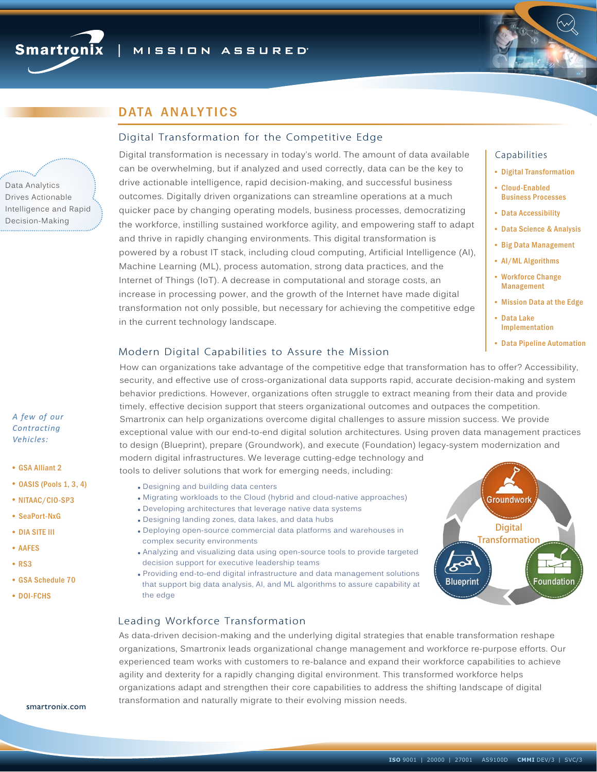Smartronix | MISSION ASSURED

# DATA ANALYTICS

Data Analytics Drives Actionable Intelligence and Rapid Decision-Making

## Digital Transformation for the Competitive Edge

Digital transformation is necessary in today's world. The amount of data available can be overwhelming, but if analyzed and used correctly, data can be the key to drive actionable intelligence, rapid decision-making, and successful business outcomes. Digitally driven organizations can streamline operations at a much quicker pace by changing operating models, business processes, democratizing the workforce, instilling sustained workforce agility, and empowering staff to adapt and thrive in rapidly changing environments. This digital transformation is powered by a robust IT stack, including cloud computing, Artificial Intelligence (AI), Machine Learning (ML), process automation, strong data practices, and the Internet of Things (IoT). A decrease in computational and storage costs, an increase in processing power, and the growth of the Internet have made digital transformation not only possible, but necessary for achieving the competitive edge in the current technology landscape.

### Capabilities

- Digital Transformation
- Cloud-Enabled Business Processes
- Data Accessibility
- Data Science & Analysis
- Big Data Management
- AI/ML Algorithms
- Workforce Change Management
- Mission Data at the Edge
- Data Lake Implementation
- Data Pipeline Automation

## Modern Digital Capabilities to Assure the Mission

How can organizations take advantage of the competitive edge that transformation has to offer? Accessibility, security, and effective use of cross-organizational data supports rapid, accurate decision-making and system behavior predictions. However, organizations often struggle to extract meaning from their data and provide timely, effective decision support that steers organizational outcomes and outpaces the competition. Smartronix can help organizations overcome digital challenges to assure mission success. We provide exceptional value with our end-to-end digital solution architectures. Using proven data management practices to design (Blueprint), prepare (Groundwork), and execute (Foundation) legacy-system modernization and modern digital infrastructures. We leverage cutting-edge technology and tools to deliver solutions that work for emerging needs, including:

- Designing and building data centers
- Migrating workloads to the Cloud (hybrid and cloud-native approaches)
- Developing architectures that leverage native data systems
- Designing landing zones, data lakes, and data hubs
- Deploying open-source commercial data platforms and warehouses in complex security environments
- Analyzing and visualizing data using open-source tools to provide targeted decision support for executive leadership teams
- Providing end-to-end digital infrastructure and data management solutions that support big data analysis, AI, and ML algorithms to assure capability at the edge

Groundwork
Digital Transformation
Blueprint
Foundation

*A few of our Contracting Vehicles:*

- GSA Alliant 2
- OASIS (Pools 1, 3, 4)
- NITAAC/CIO-SP3
- SeaPort-NxG
- DIA SITE III
- AAFES
- RS3
- GSA Schedule 70
- DOI-FCHS

## Leading Workforce Transformation

As data-driven decision-making and the underlying digital strategies that enable transformation reshape organizations, Smartronix leads organizational change management and workforce re-purpose efforts. Our experienced team works with customers to re-balance and expand their workforce capabilities to achieve agility and dexterity for a rapidly changing digital environment. This transformed workforce helps organizations adapt and strengthen their core capabilities to address the shifting landscape of digital transformation and naturally migrate to their evolving mission needs.

smartronix.com

**ISO** 9001 | 20000 | 27001 AS9100D **CMMI** DEV/3 | SVC/3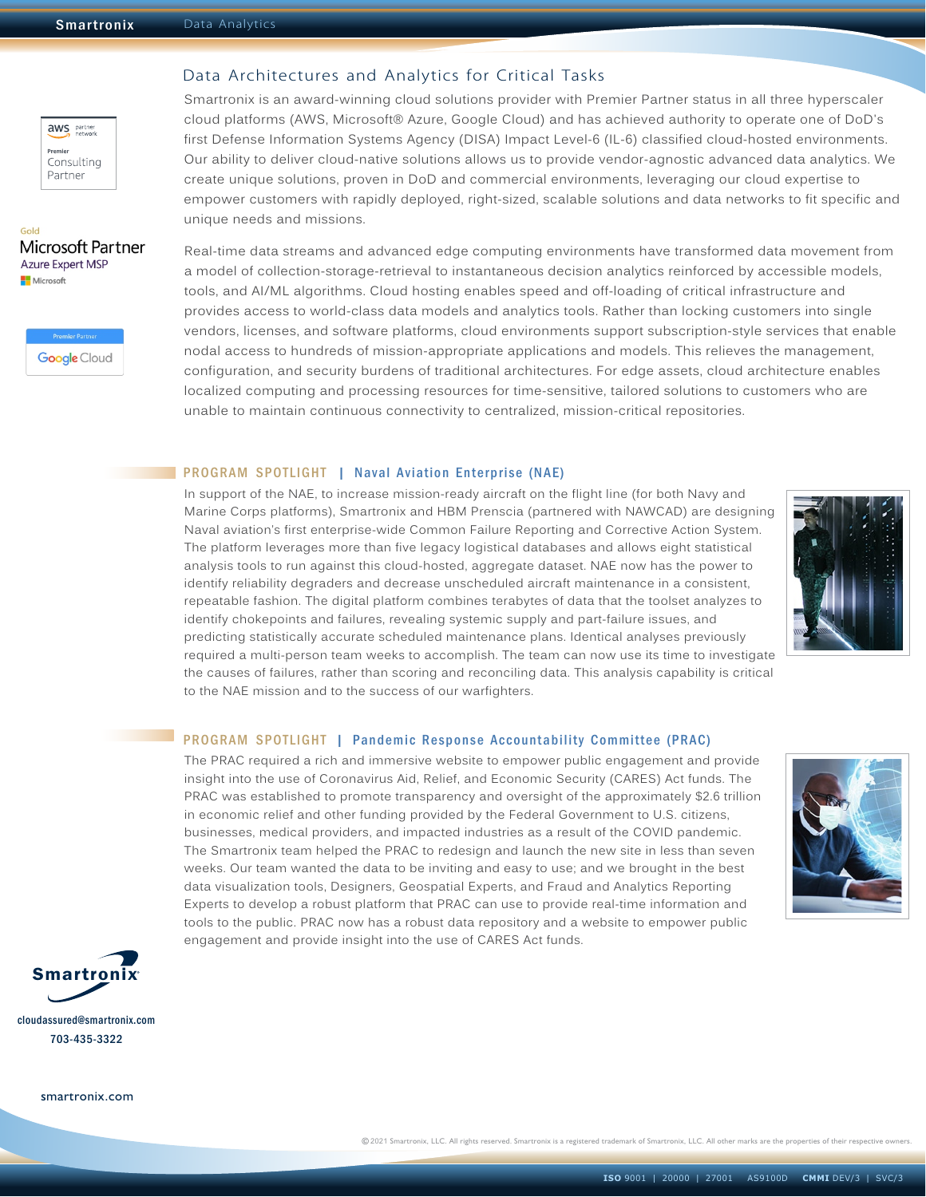## Data Architectures and Analytics for Critical Tasks

Smartronix is an award-winning cloud solutions provider with Premier Partner status in all three hyperscaler cloud platforms (AWS, Microsoft® Azure, Google Cloud) and has achieved authority to operate one of DoD's first Defense Information Systems Agency (DISA) Impact Level-6 (IL-6) classified cloud-hosted environments. Our ability to deliver cloud-native solutions allows us to provide vendor-agnostic advanced data analytics. We create unique solutions, proven in DoD and commercial environments, leveraging our cloud expertise to empower customers with rapidly deployed, right-sized, scalable solutions and data networks to fit specific and unique needs and missions.

Real-time data streams and advanced edge computing environments have transformed data movement from a model of collection-storage-retrieval to instantaneous decision analytics reinforced by accessible models, tools, and AI/ML algorithms. Cloud hosting enables speed and off-loading of critical infrastructure and provides access to world-class data models and analytics tools. Rather than locking customers into single vendors, licenses, and software platforms, cloud environments support subscription-style services that enable nodal access to hundreds of mission-appropriate applications and models. This relieves the management, configuration, and security burdens of traditional architectures. For edge assets, cloud architecture enables localized computing and processing resources for time-sensitive, tailored solutions to customers who are unable to maintain continuous connectivity to centralized, mission-critical repositories.

aws partner network Premier Consulting Partner

Gold Microsoft Partner Azure Expert MSP Microsoft

Premier Partner Google Cloud

### PROGRAM SPOTLIGHT | Naval Aviation Enterprise (NAE)

In support of the NAE, to increase mission-ready aircraft on the flight line (for both Navy and Marine Corps platforms), Smartronix and HBM Prenscia (partnered with NAWCAD) are designing Naval aviation's first enterprise-wide Common Failure Reporting and Corrective Action System. The platform leverages more than five legacy logistical databases and allows eight statistical analysis tools to run against this cloud-hosted, aggregate dataset. NAE now has the power to identify reliability degraders and decrease unscheduled aircraft maintenance in a consistent, repeatable fashion. The digital platform combines terabytes of data that the toolset analyzes to identify chokepoints and failures, revealing systemic supply and part-failure issues, and predicting statistically accurate scheduled maintenance plans. Identical analyses previously required a multi-person team weeks to accomplish. The team can now use its time to investigate the causes of failures, rather than scoring and reconciling data. This analysis capability is critical to the NAE mission and to the success of our warfighters.

### PROGRAM SPOTLIGHT | Pandemic Response Accountability Committee (PRAC)

The PRAC required a rich and immersive website to empower public engagement and provide insight into the use of Coronavirus Aid, Relief, and Economic Security (CARES) Act funds. The PRAC was established to promote transparency and oversight of the approximately $2.6 trillion in economic relief and other funding provided by the Federal Government to U.S. citizens, businesses, medical providers, and impacted industries as a result of the COVID pandemic. The Smartronix team helped the PRAC to redesign and launch the new site in less than seven weeks. Our team wanted the data to be inviting and easy to use; and we brought in the best data visualization tools, Designers, Geospatial Experts, and Fraud and Analytics Reporting Experts to develop a robust platform that PRAC can use to provide real-time information and tools to the public. PRAC now has a robust data repository and a website to empower public engagement and provide insight into the use of CARES Act funds.

Smartronix

cloudassured@smartronix.com

703-435-3322

smartronix.com

© 2021 Smartronix, LLC. All rights reserved. Smartronix is a registered trademark of Smartronix, LLC. All other marks are the properties of their respective owners.

ISO 9001 | 20000 | 27001 AS9100D CMMI DEV/3 | SVC/3